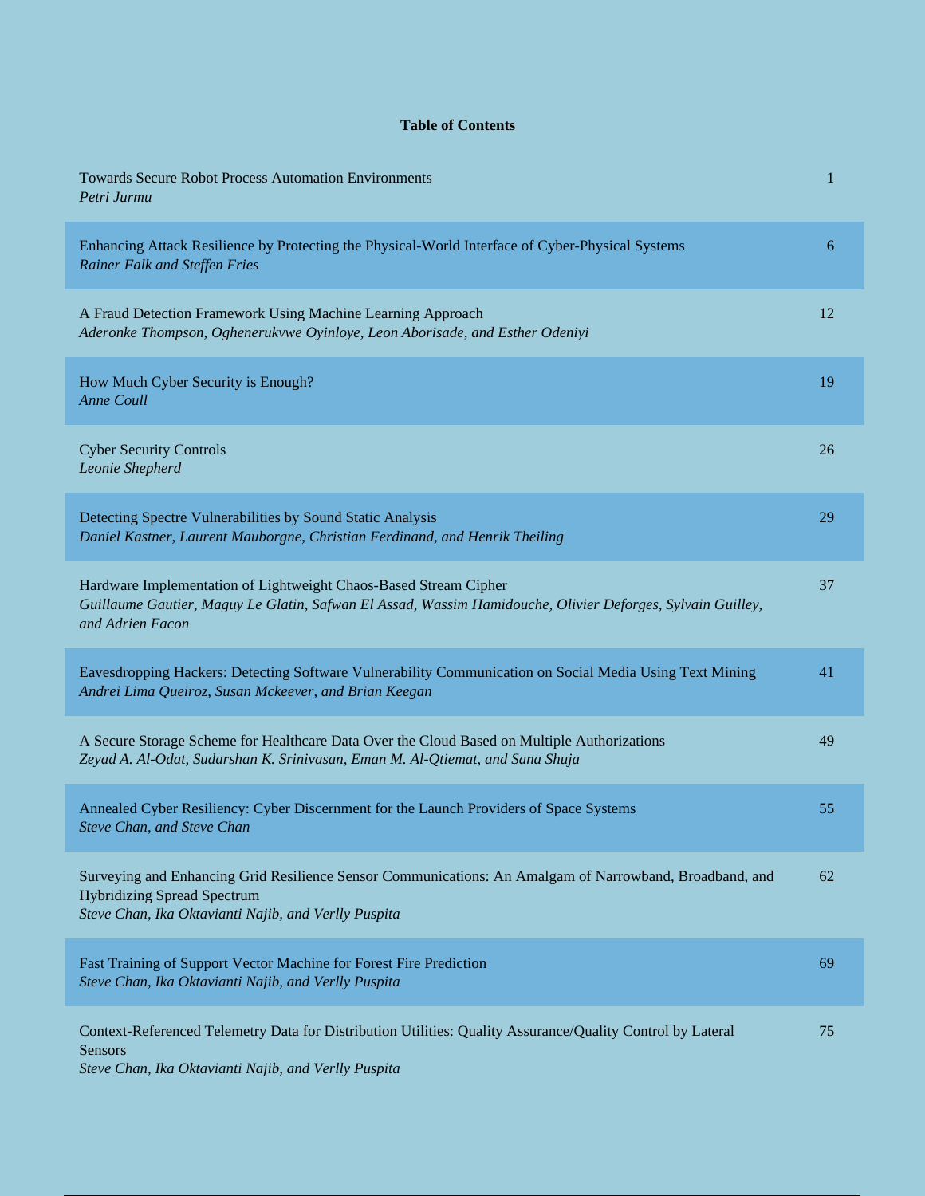## Table of Contents

| | |
|---|---|
| Towards Secure Robot Process Automation Environments<br>*Petri Jurmu* | 1 |
| Enhancing Attack Resilience by Protecting the Physical-World Interface of Cyber-Physical Systems<br>*Rainer Falk and Steffen Fries* | 6 |
| A Fraud Detection Framework Using Machine Learning Approach<br>*Aderonke Thompson, Oghenerukvwe Oyinloye, Leon Aborisade, and Esther Odeniyi* | 12 |
| How Much Cyber Security is Enough?<br>*Anne Coull* | 19 |
| Cyber Security Controls<br>*Leonie Shepherd* | 26 |
| Detecting Spectre Vulnerabilities by Sound Static Analysis<br>*Daniel Kastner, Laurent Mauborgne, Christian Ferdinand, and Henrik Theiling* | 29 |
| Hardware Implementation of Lightweight Chaos-Based Stream Cipher<br>*Guillaume Gautier, Maguy Le Glatin, Safwan El Assad, Wassim Hamidouche, Olivier Deforges, Sylvain Guilley, and Adrien Facon* | 37 |
| Eavesdropping Hackers: Detecting Software Vulnerability Communication on Social Media Using Text Mining<br>*Andrei Lima Queiroz, Susan Mckeever, and Brian Keegan* | 41 |
| A Secure Storage Scheme for Healthcare Data Over the Cloud Based on Multiple Authorizations<br>*Zeyad A. Al-Odat, Sudarshan K. Srinivasan, Eman M. Al-Qtiemat, and Sana Shuja* | 49 |
| Annealed Cyber Resiliency: Cyber Discernment for the Launch Providers of Space Systems<br>*Steve Chan, and Steve Chan* | 55 |
| Surveying and Enhancing Grid Resilience Sensor Communications: An Amalgam of Narrowband, Broadband, and Hybridizing Spread Spectrum<br>*Steve Chan, Ika Oktavianti Najib, and Verlly Puspita* | 62 |
| Fast Training of Support Vector Machine for Forest Fire Prediction<br>*Steve Chan, Ika Oktavianti Najib, and Verlly Puspita* | 69 |
| Context-Referenced Telemetry Data for Distribution Utilities: Quality Assurance/Quality Control by Lateral Sensors<br>*Steve Chan, Ika Oktavianti Najib, and Verlly Puspita* | 75 |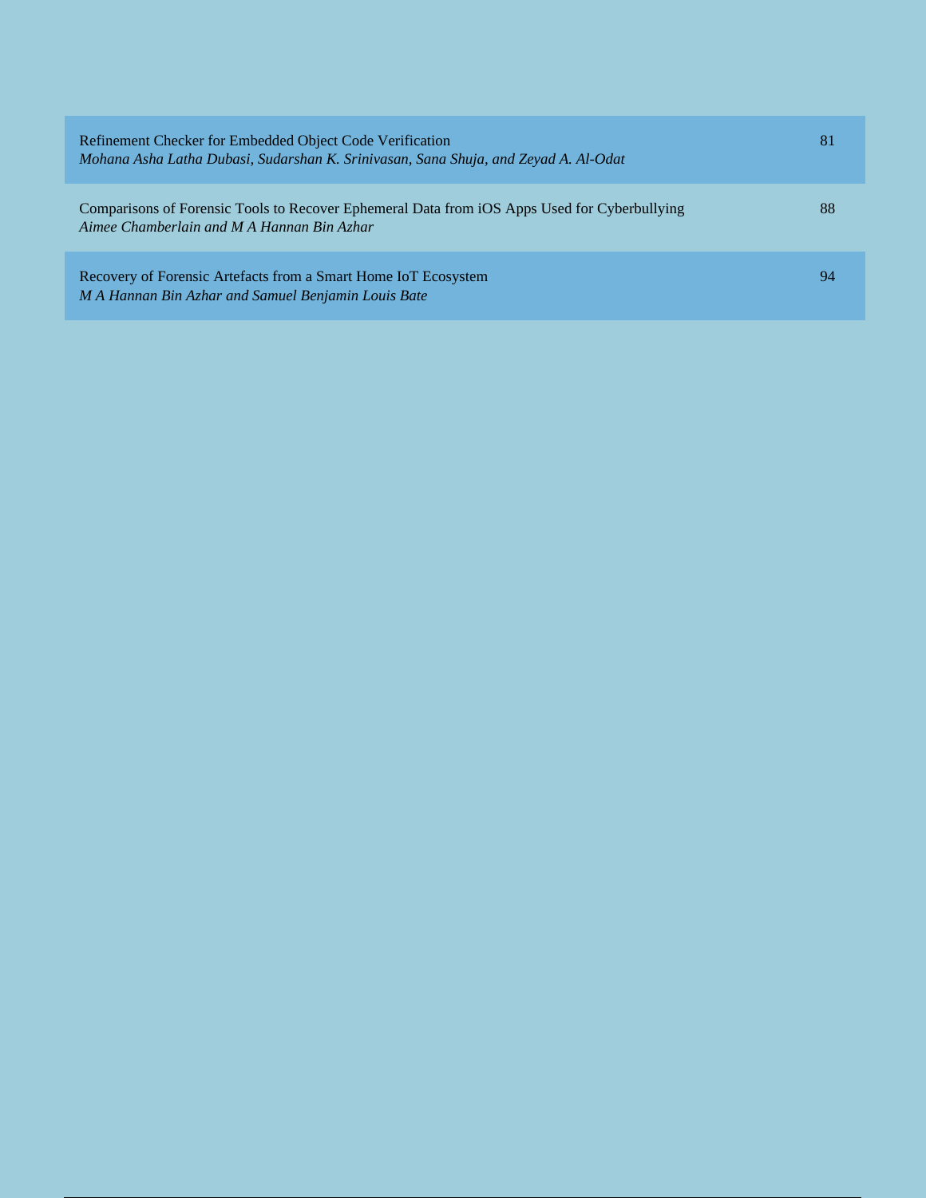| | |
|---|---|
| Refinement Checker for Embedded Object Code Verification<br>*Mohana Asha Latha Dubasi, Sudarshan K. Srinivasan, Sana Shuja, and Zeyad A. Al-Odat* | 81 |
| Comparisons of Forensic Tools to Recover Ephemeral Data from iOS Apps Used for Cyberbullying<br>*Aimee Chamberlain and M A Hannan Bin Azhar* | 88 |
| Recovery of Forensic Artefacts from a Smart Home IoT Ecosystem<br>*M A Hannan Bin Azhar and Samuel Benjamin Louis Bate* | 94 |